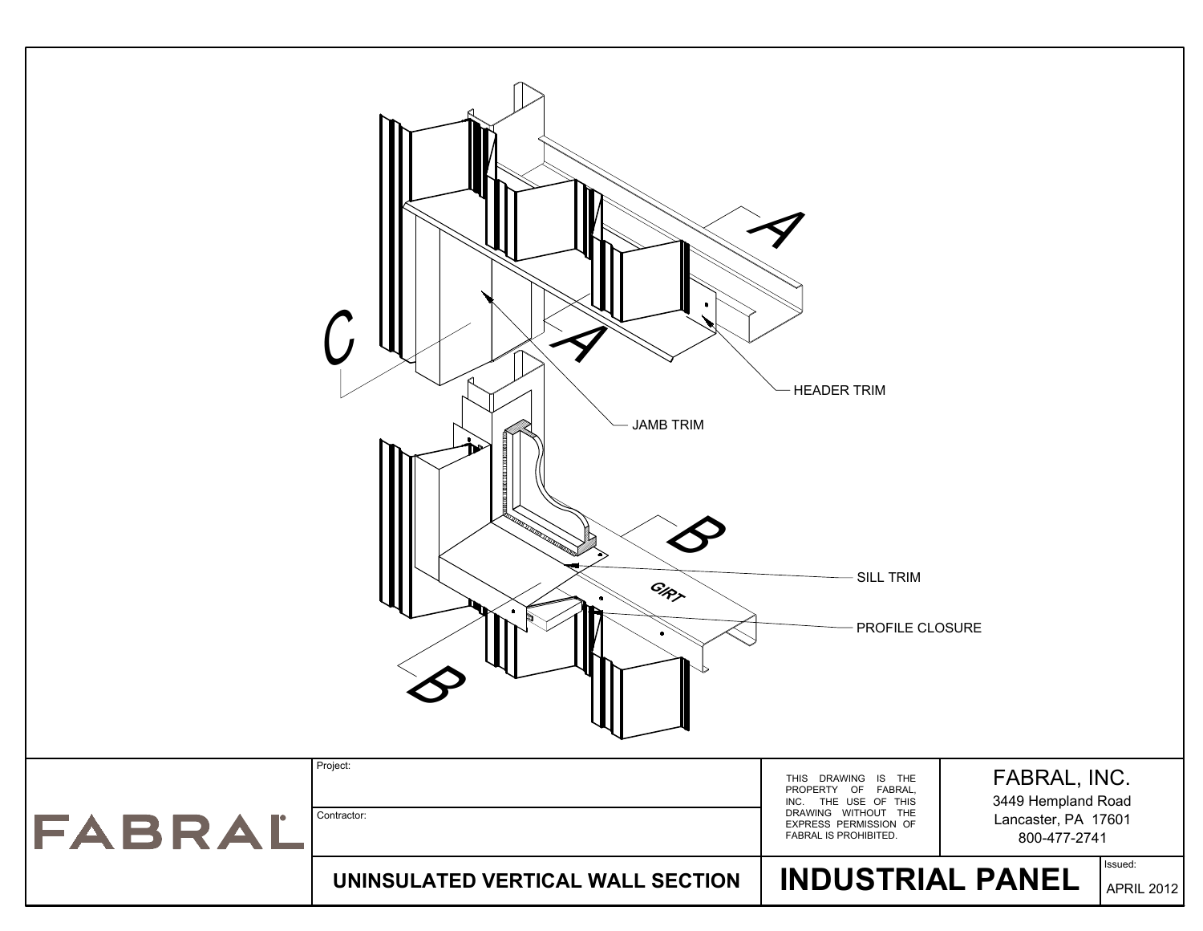A

A

C

HEADER TRIM

JAMB TRIM

B

SILL TRIM

GIRT

PROFILE CLOSURE

B

FABRAL

Project:

Contractor:

THIS DRAWING IS THE PROPERTY OF FABRAL, INC. THE USE OF THIS DRAWING WITHOUT THE EXPRESS PERMISSION OF FABRAL IS PROHIBITED.

FABRAL, INC.
3449 Hempland Road
Lancaster, PA 17601
800-477-2741

**UNINSULATED VERTICAL WALL SECTION**

**INDUSTRIAL PANEL**

Issued:
APRIL 2012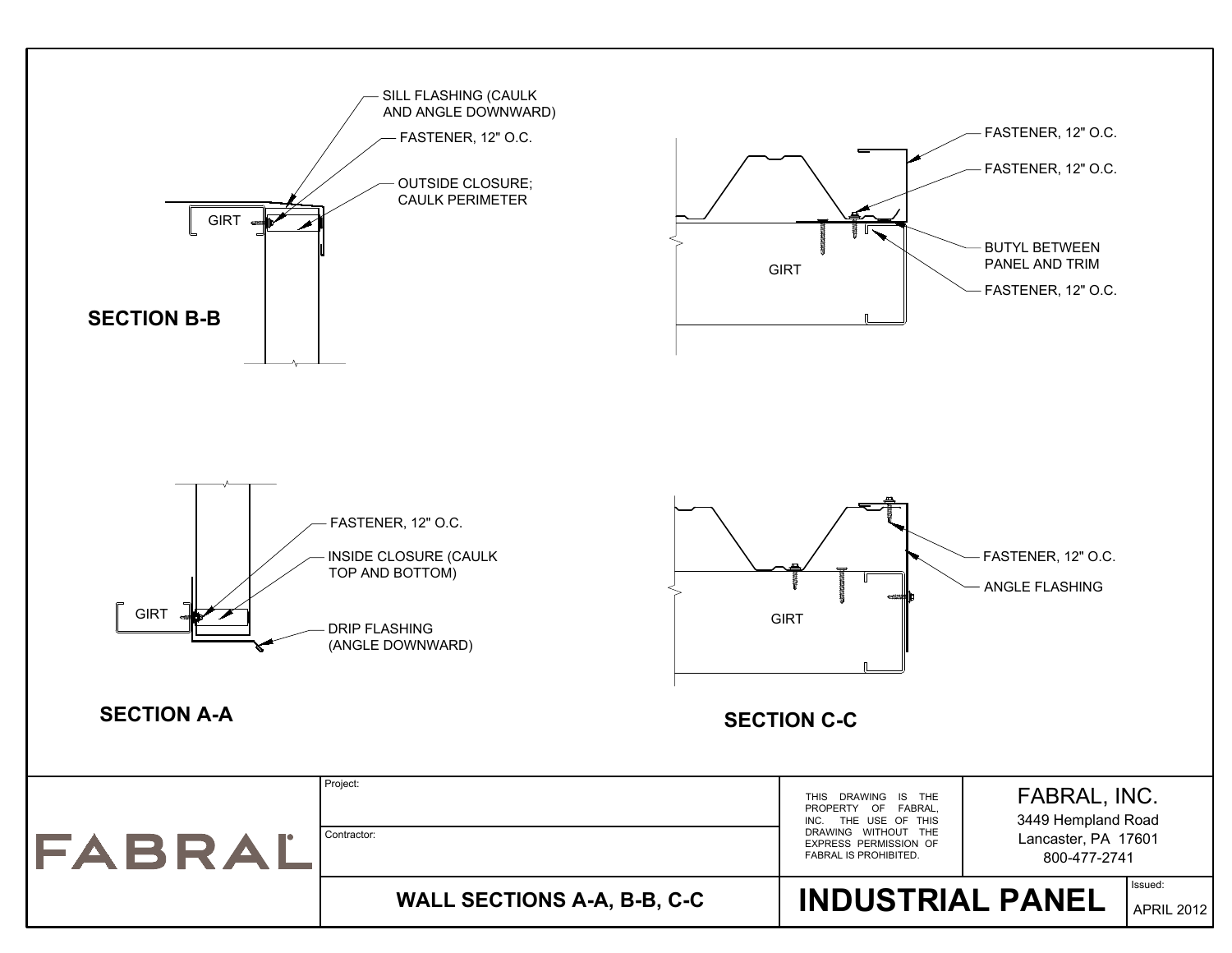## SECTION B-B

- SILL FLASHING (CAULK AND ANGLE DOWNWARD)
- FASTENER, 12" O.C.
- OUTSIDE CLOSURE; CAULK PERIMETER
- GIRT

## SECTION A-A

- FASTENER, 12" O.C.
- INSIDE CLOSURE (CAULK TOP AND BOTTOM)
- DRIP FLASHING (ANGLE DOWNWARD)
- GIRT

Top right detail:

- FASTENER, 12" O.C.
- FASTENER, 12" O.C.
- BUTYL BETWEEN PANEL AND TRIM
- FASTENER, 12" O.C.
- GIRT

## SECTION C-C

- FASTENER, 12" O.C.
- ANGLE FLASHING
- GIRT

---

FABRAL

Project:

Contractor:

**WALL SECTIONS A-A, B-B, C-C**

THIS DRAWING IS THE PROPERTY OF FABRAL, INC. THE USE OF THIS DRAWING WITHOUT THE EXPRESS PERMISSION OF FABRAL IS PROHIBITED.

FABRAL, INC.
3449 Hempland Road
Lancaster, PA 17601
800-477-2741

**INDUSTRIAL PANEL**

Issued: APRIL 2012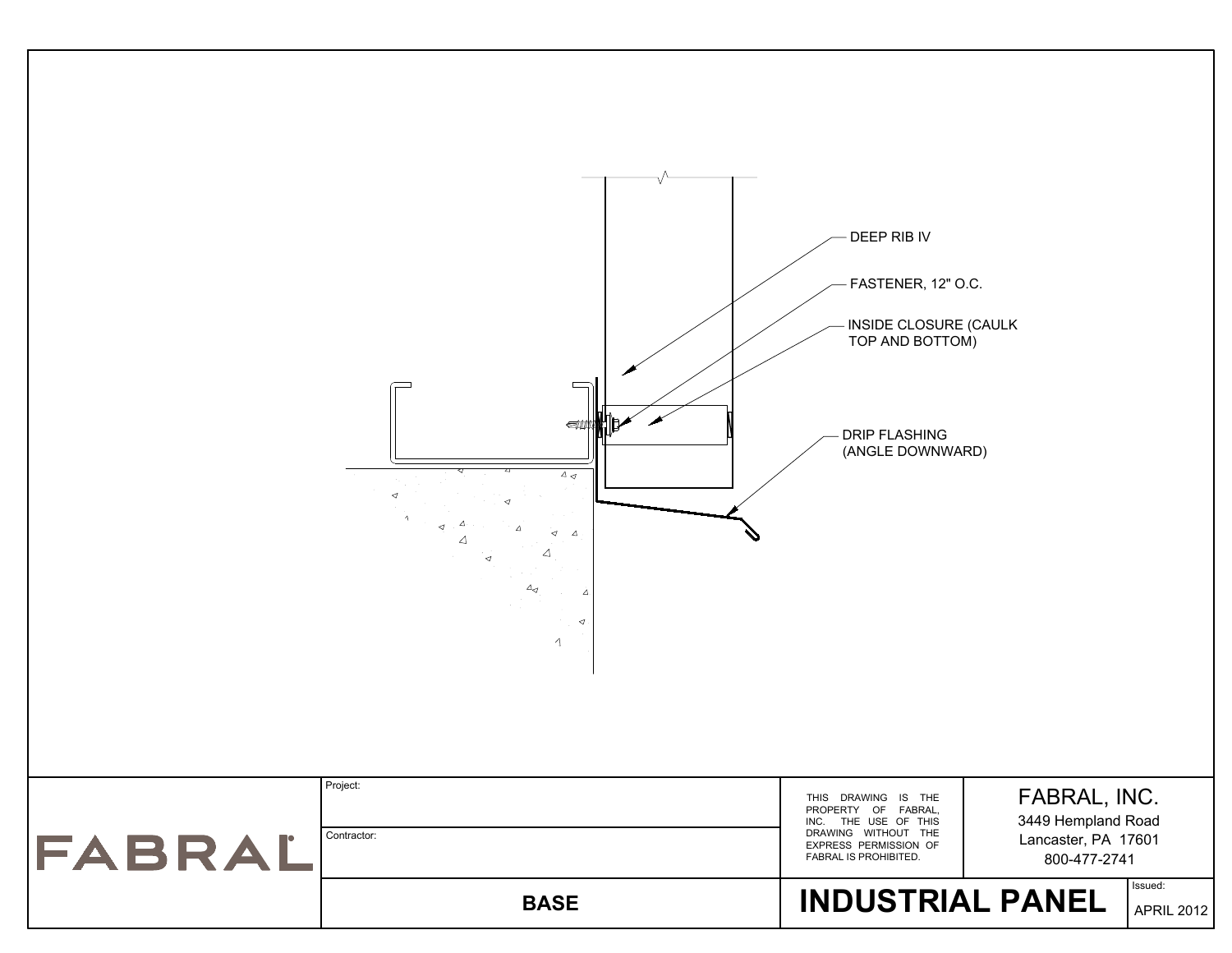DEEP RIB IV

FASTENER, 12" O.C.

INSIDE CLOSURE (CAULK TOP AND BOTTOM)

DRIP FLASHING (ANGLE DOWNWARD)

| FABRAL | Project: | THIS DRAWING IS THE PROPERTY OF FABRAL, INC. THE USE OF THIS DRAWING WITHOUT THE EXPRESS PERMISSION OF FABRAL IS PROHIBITED. | FABRAL, INC. 3449 Hempland Road Lancaster, PA 17601 800-477-2741 | |
|---|---|---|---|---|
| | Contractor: | | | |
| | **BASE** | **INDUSTRIAL PANEL** | | Issued: APRIL 2012 |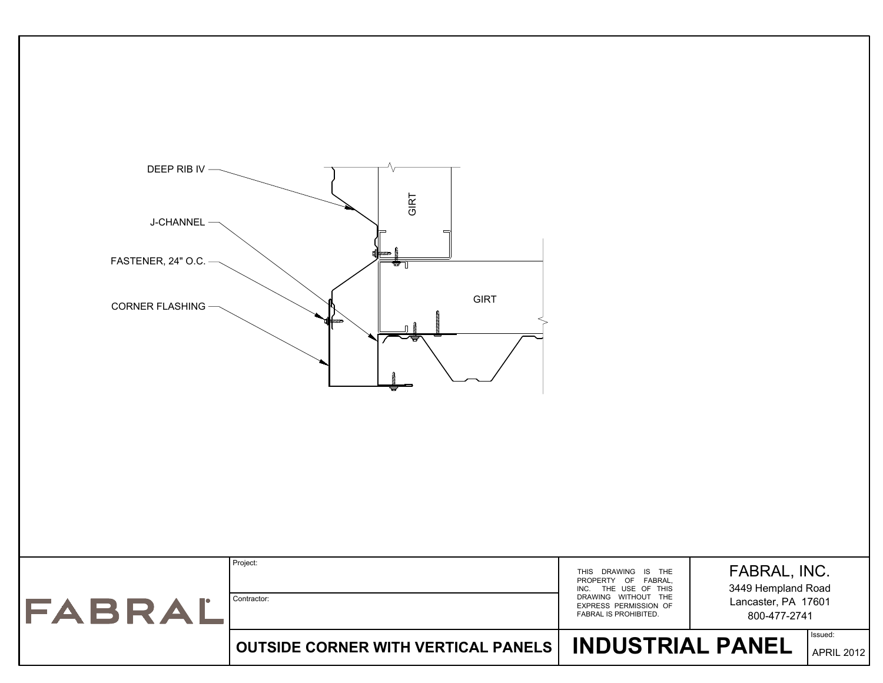DEEP RIB IV

J-CHANNEL

FASTENER, 24" O.C.

CORNER FLASHING

GIRT

GIRT

| FABRAL | Project: | THIS DRAWING IS THE PROPERTY OF FABRAL, INC. THE USE OF THIS DRAWING WITHOUT THE EXPRESS PERMISSION OF FABRAL IS PROHIBITED. | FABRAL, INC. 3449 Hempland Road Lancaster, PA 17601 800-477-2741 | |
|---|---|---|---|---|
| | Contractor: | | | |
| | **OUTSIDE CORNER WITH VERTICAL PANELS** | **INDUSTRIAL PANEL** | | Issued: APRIL 2012 |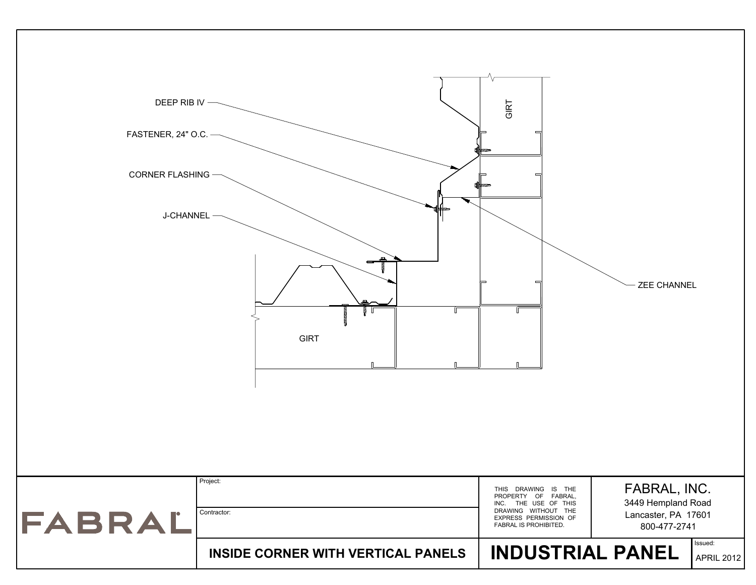DEEP RIB IV

FASTENER, 24" O.C.

CORNER FLASHING

J-CHANNEL

ZEE CHANNEL

GIRT

GIRT

| | Project: | THIS DRAWING IS THE PROPERTY OF FABRAL, INC. THE USE OF THIS DRAWING WITHOUT THE EXPRESS PERMISSION OF FABRAL IS PROHIBITED. | FABRAL, INC. 3449 Hempland Road Lancaster, PA 17601 800-477-2741 |
|---|---|---|---|
| FABRAL | Contractor: | | |
| | **INSIDE CORNER WITH VERTICAL PANELS** | **INDUSTRIAL PANEL** | Issued: APRIL 2012 |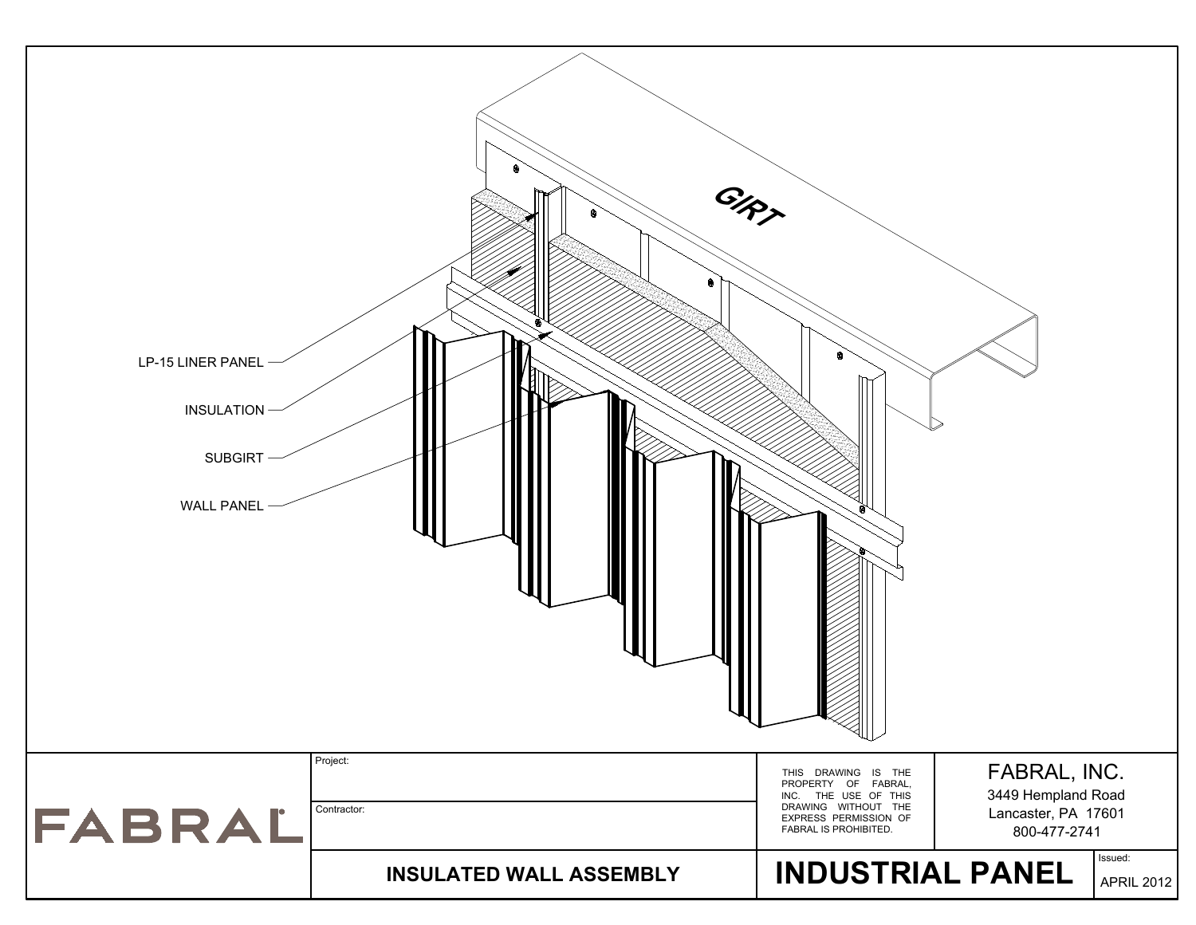GIRT

LP-15 LINER PANEL

INSULATION

SUBGIRT

WALL PANEL

FABRAL

Project:

Contractor:

THIS DRAWING IS THE PROPERTY OF FABRAL, INC. THE USE OF THIS DRAWING WITHOUT THE EXPRESS PERMISSION OF FABRAL IS PROHIBITED.

FABRAL, INC.
3449 Hempland Road
Lancaster, PA 17601
800-477-2741

**INSULATED WALL ASSEMBLY**

**INDUSTRIAL PANEL**

Issued:
APRIL 2012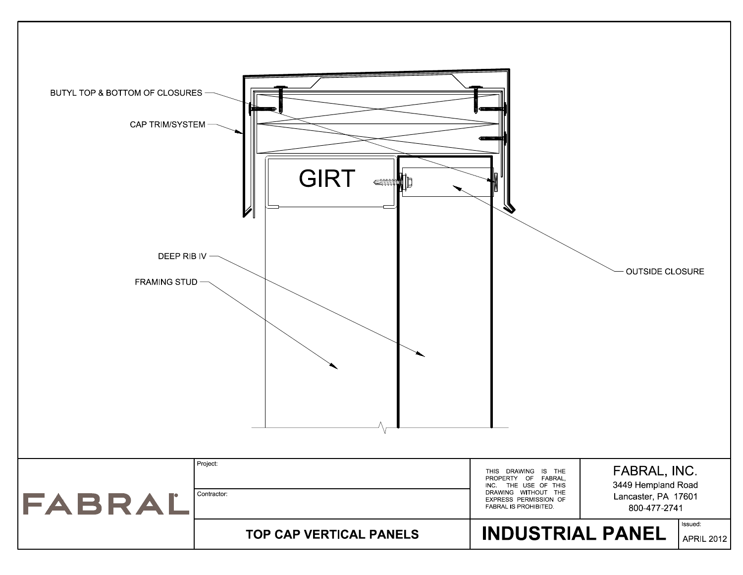BUTYL TOP & BOTTOM OF CLOSURES

CAP TRIM/SYSTEM

GIRT

DEEP RIB IV

FRAMING STUD

OUTSIDE CLOSURE

FABRAL

Project:

Contractor:

THIS DRAWING IS THE PROPERTY OF FABRAL, INC. THE USE OF THIS DRAWING WITHOUT THE EXPRESS PERMISSION OF FABRAL IS PROHIBITED.

FABRAL, INC.
3449 Hempland Road
Lancaster, PA 17601
800-477-2741

**TOP CAP VERTICAL PANELS**

**INDUSTRIAL PANEL**

Issued:
APRIL 2012